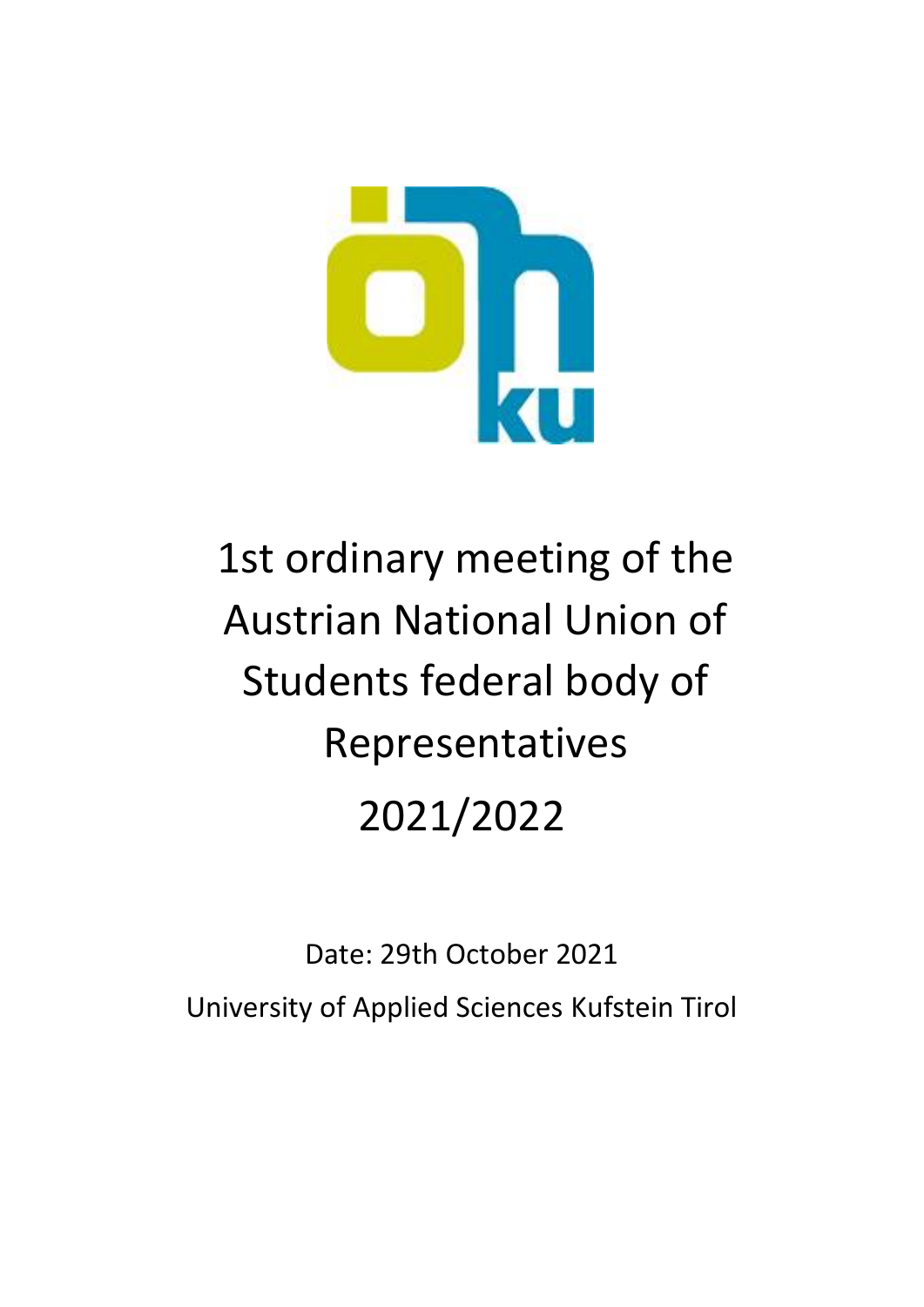# 1st ordinary meeting of the Austrian National Union of Students federal body of Representatives

# 2021/2022

Date: 29th October 2021

University of Applied Sciences Kufstein Tirol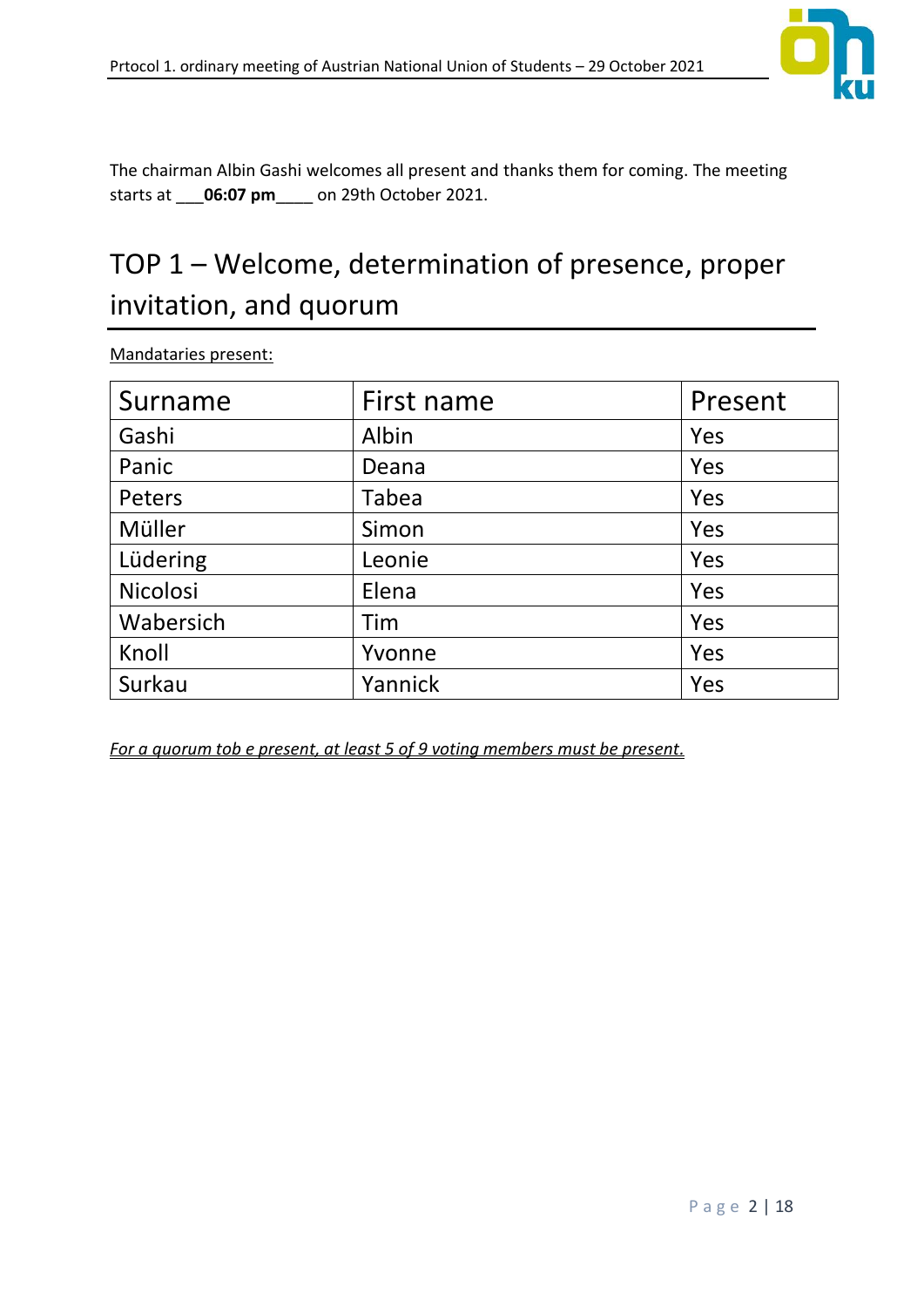The chairman Albin Gashi welcomes all present and thanks them for coming. The meeting starts at ___**06:07 pm**____ on 29th October 2021.

# TOP 1 – Welcome, determination of presence, proper invitation, and quorum

Mandataries present:

| Surname | First name | Present |
|---|---|---|
| Gashi | Albin | Yes |
| Panic | Deana | Yes |
| Peters | Tabea | Yes |
| Müller | Simon | Yes |
| Lüdering | Leonie | Yes |
| Nicolosi | Elena | Yes |
| Wabersich | Tim | Yes |
| Knoll | Yvonne | Yes |
| Surkau | Yannick | Yes |

*For a quorum tob e present, at least 5 of 9 voting members must be present.*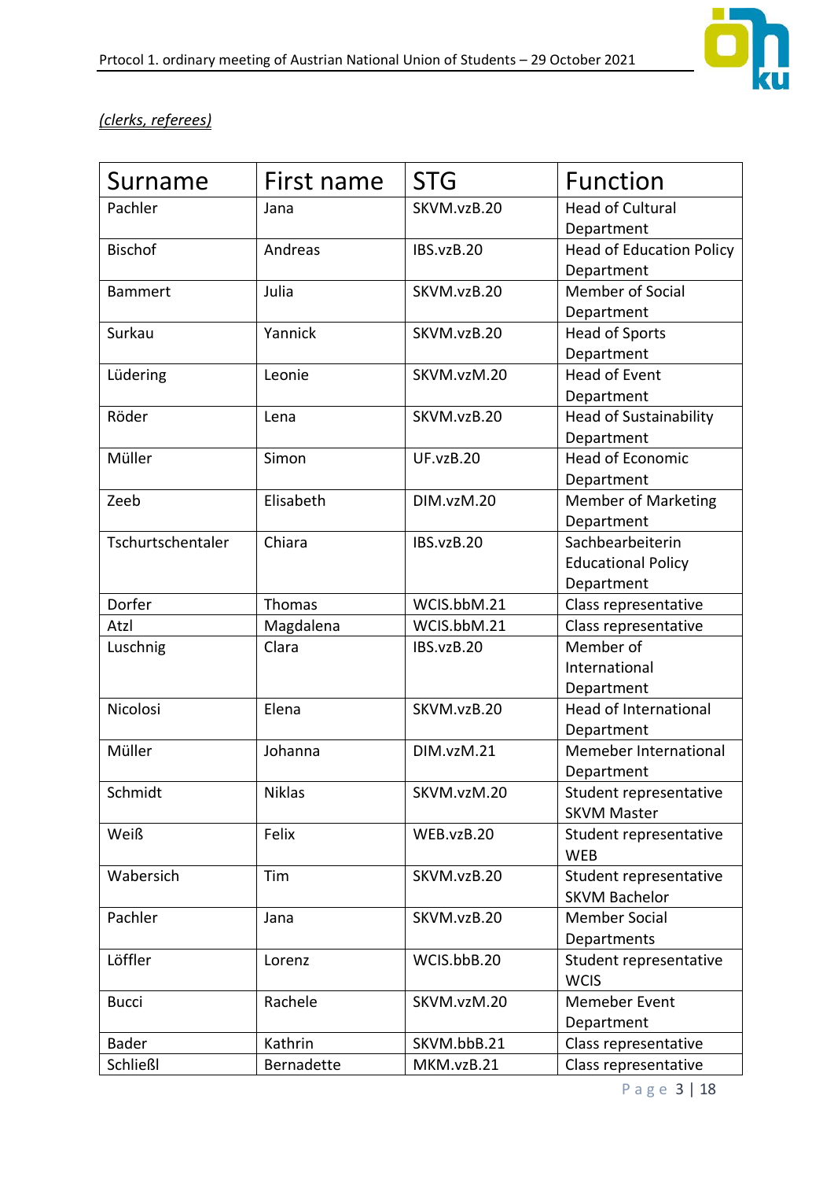*<u>(clerks, referees)</u>*

| Surname | First name | STG | Function |
|---|---|---|---|
| Pachler | Jana | SKVM.vzB.20 | Head of Cultural Department |
| Bischof | Andreas | IBS.vzB.20 | Head of Education Policy Department |
| Bammert | Julia | SKVM.vzB.20 | Member of Social Department |
| Surkau | Yannick | SKVM.vzB.20 | Head of Sports Department |
| Lüdering | Leonie | SKVM.vzM.20 | Head of Event Department |
| Röder | Lena | SKVM.vzB.20 | Head of Sustainability Department |
| Müller | Simon | UF.vzB.20 | Head of Economic Department |
| Zeeb | Elisabeth | DIM.vzM.20 | Member of Marketing Department |
| Tschurtschentaler | Chiara | IBS.vzB.20 | Sachbearbeiterin Educational Policy Department |
| Dorfer | Thomas | WCIS.bbM.21 | Class representative |
| Atzl | Magdalena | WCIS.bbM.21 | Class representative |
| Luschnig | Clara | IBS.vzB.20 | Member of International Department |
| Nicolosi | Elena | SKVM.vzB.20 | Head of International Department |
| Müller | Johanna | DIM.vzM.21 | Memeber International Department |
| Schmidt | Niklas | SKVM.vzM.20 | Student representative SKVM Master |
| Weiß | Felix | WEB.vzB.20 | Student representative WEB |
| Wabersich | Tim | SKVM.vzB.20 | Student representative SKVM Bachelor |
| Pachler | Jana | SKVM.vzB.20 | Member Social Departments |
| Löffler | Lorenz | WCIS.bbB.20 | Student representative WCIS |
| Bucci | Rachele | SKVM.vzM.20 | Memeber Event Department |
| Bader | Kathrin | SKVM.bbB.21 | Class representative |
| Schließl | Bernadette | MKM.vzB.21 | Class representative |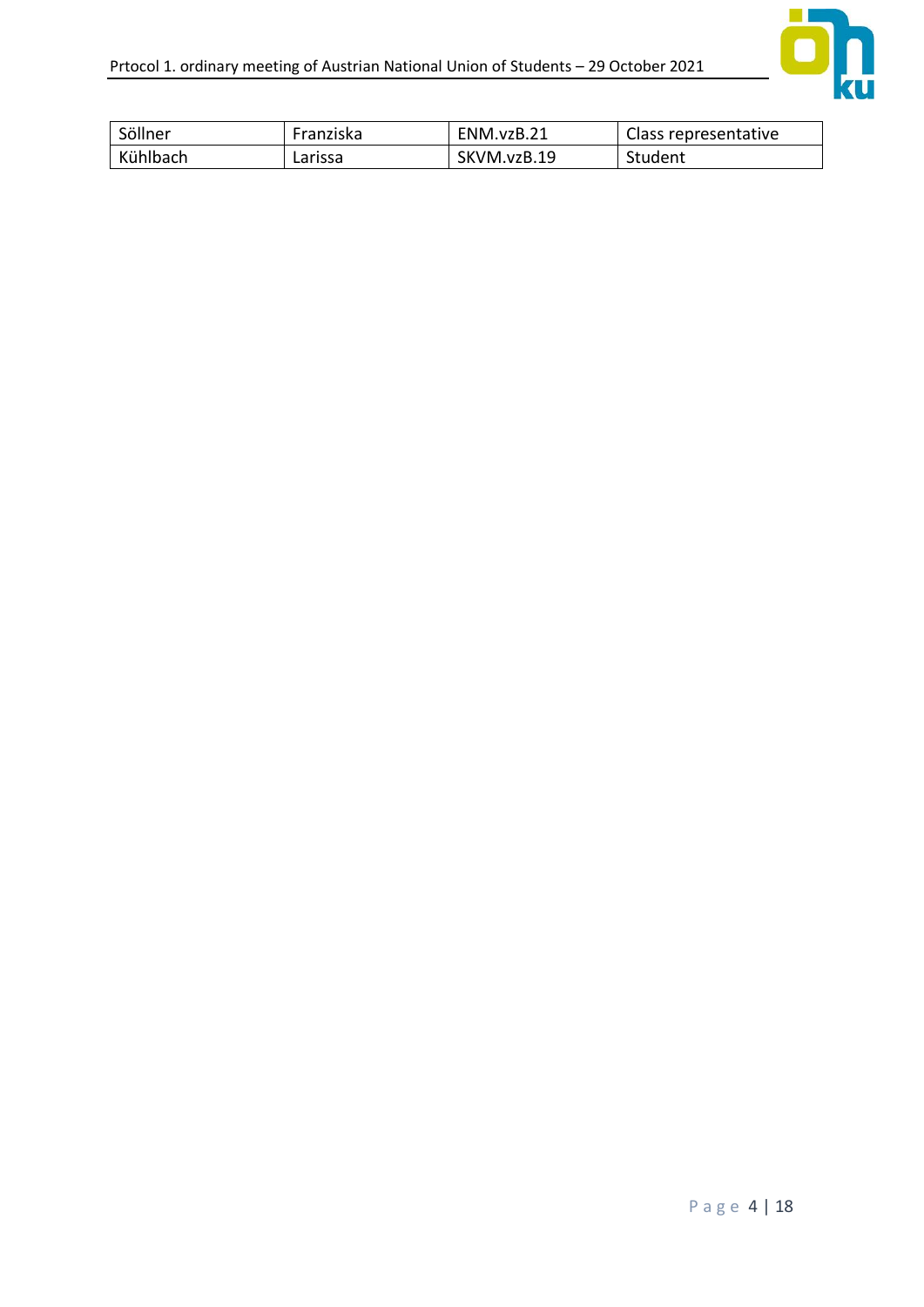| Söllner | Franziska | ENM.vzB.21 | Class representative |
|---|---|---|---|
| Kühlbach | Larissa | SKVM.vzB.19 | Student |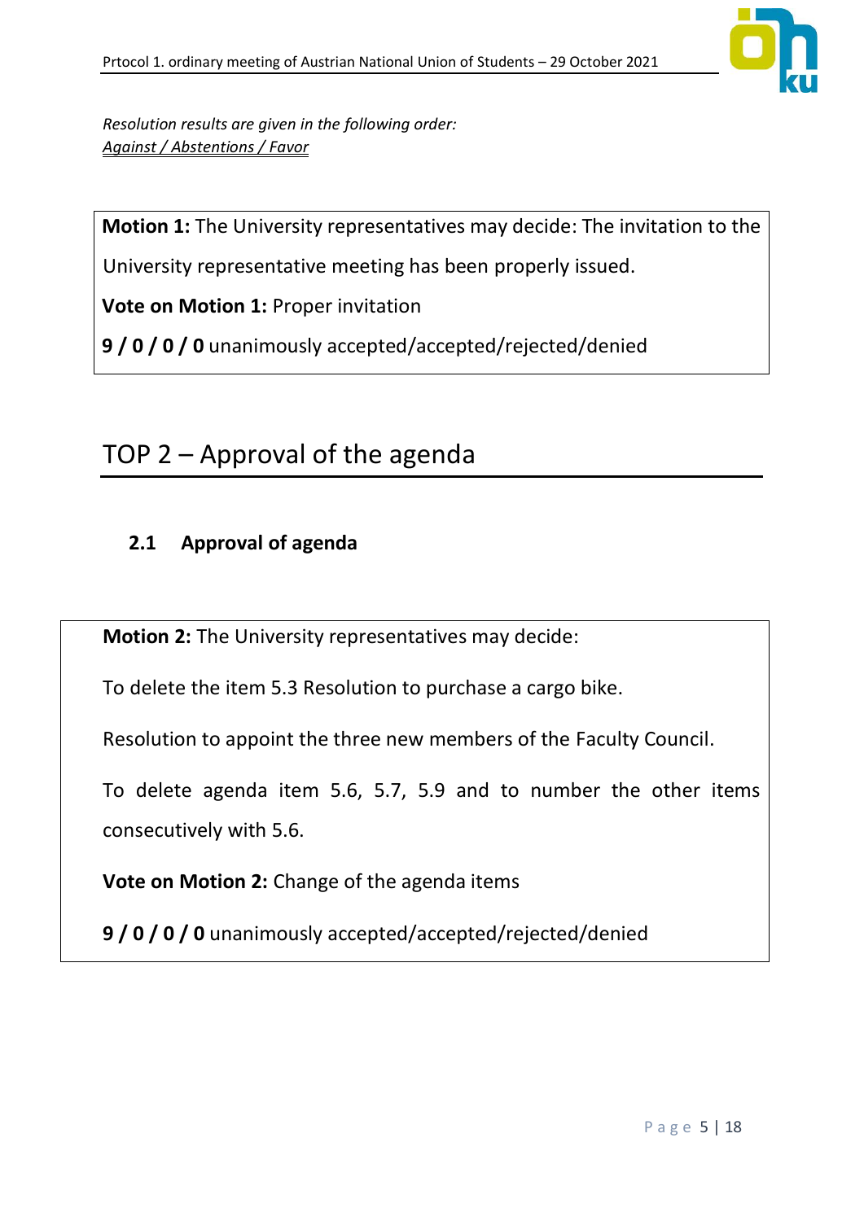*Resolution results are given in the following order:*
*Against / Abstentions / Favor*

**Motion 1:** The University representatives may decide: The invitation to the University representative meeting has been properly issued.

**Vote on Motion 1:** Proper invitation

**9 / 0 / 0 / 0** unanimously accepted/accepted/rejected/denied

# TOP 2 – Approval of the agenda

## 2.1 Approval of agenda

**Motion 2:** The University representatives may decide:

To delete the item 5.3 Resolution to purchase a cargo bike.

Resolution to appoint the three new members of the Faculty Council.

To delete agenda item 5.6, 5.7, 5.9 and to number the other items consecutively with 5.6.

**Vote on Motion 2:** Change of the agenda items

**9 / 0 / 0 / 0** unanimously accepted/accepted/rejected/denied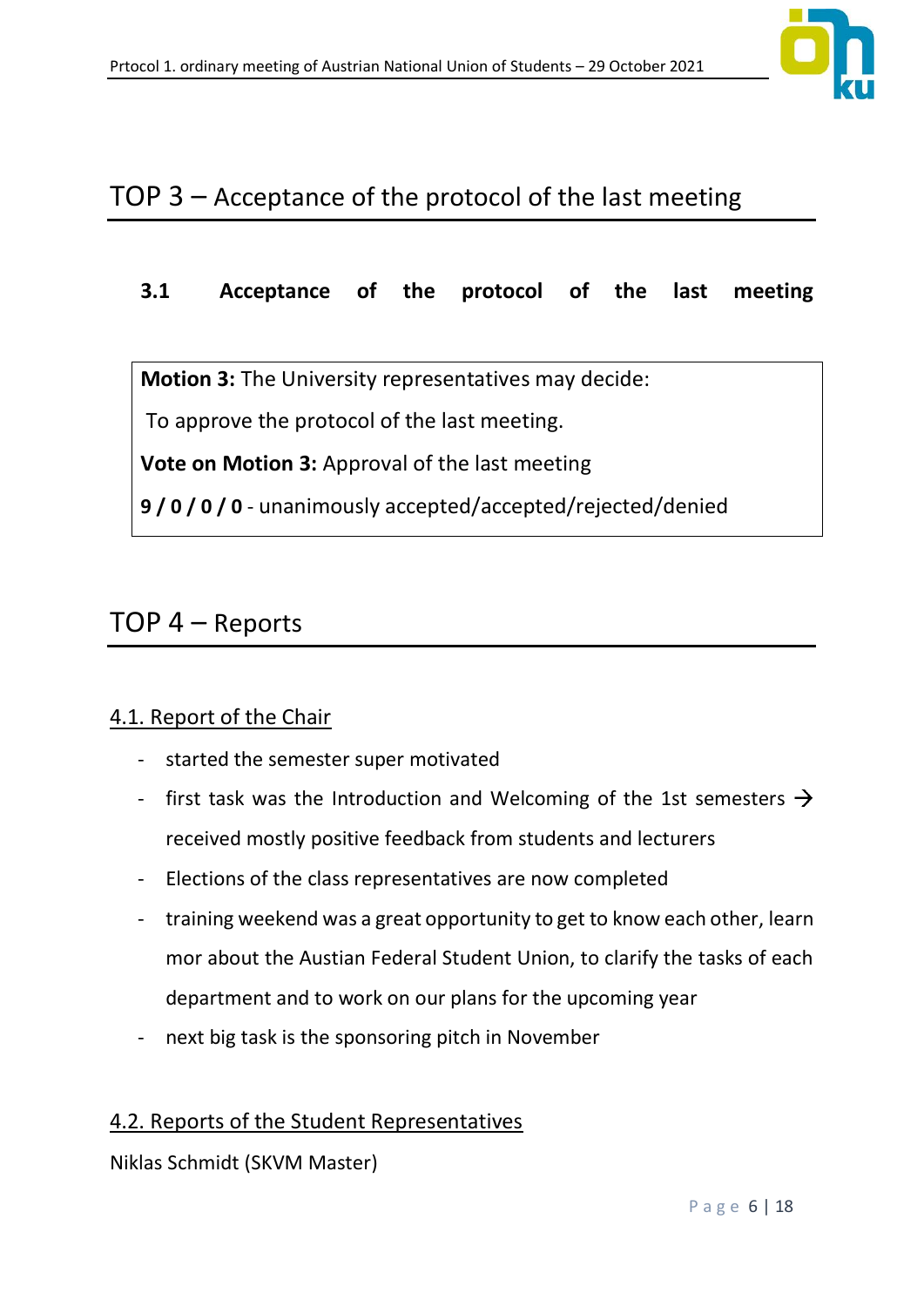# TOP 3 – Acceptance of the protocol of the last meeting

## 3.1 Acceptance of the protocol of the last meeting

**Motion 3:** The University representatives may decide:

To approve the protocol of the last meeting.

**Vote on Motion 3:** Approval of the last meeting

**9 / 0 / 0 / 0** - unanimously accepted/accepted/rejected/denied

# TOP 4 – Reports

## 4.1. Report of the Chair

- started the semester super motivated
- first task was the Introduction and Welcoming of the 1st semesters → received mostly positive feedback from students and lecturers
- Elections of the class representatives are now completed
- training weekend was a great opportunity to get to know each other, learn mor about the Austian Federal Student Union, to clarify the tasks of each department and to work on our plans for the upcoming year
- next big task is the sponsoring pitch in November

## 4.2. Reports of the Student Representatives

Niklas Schmidt (SKVM Master)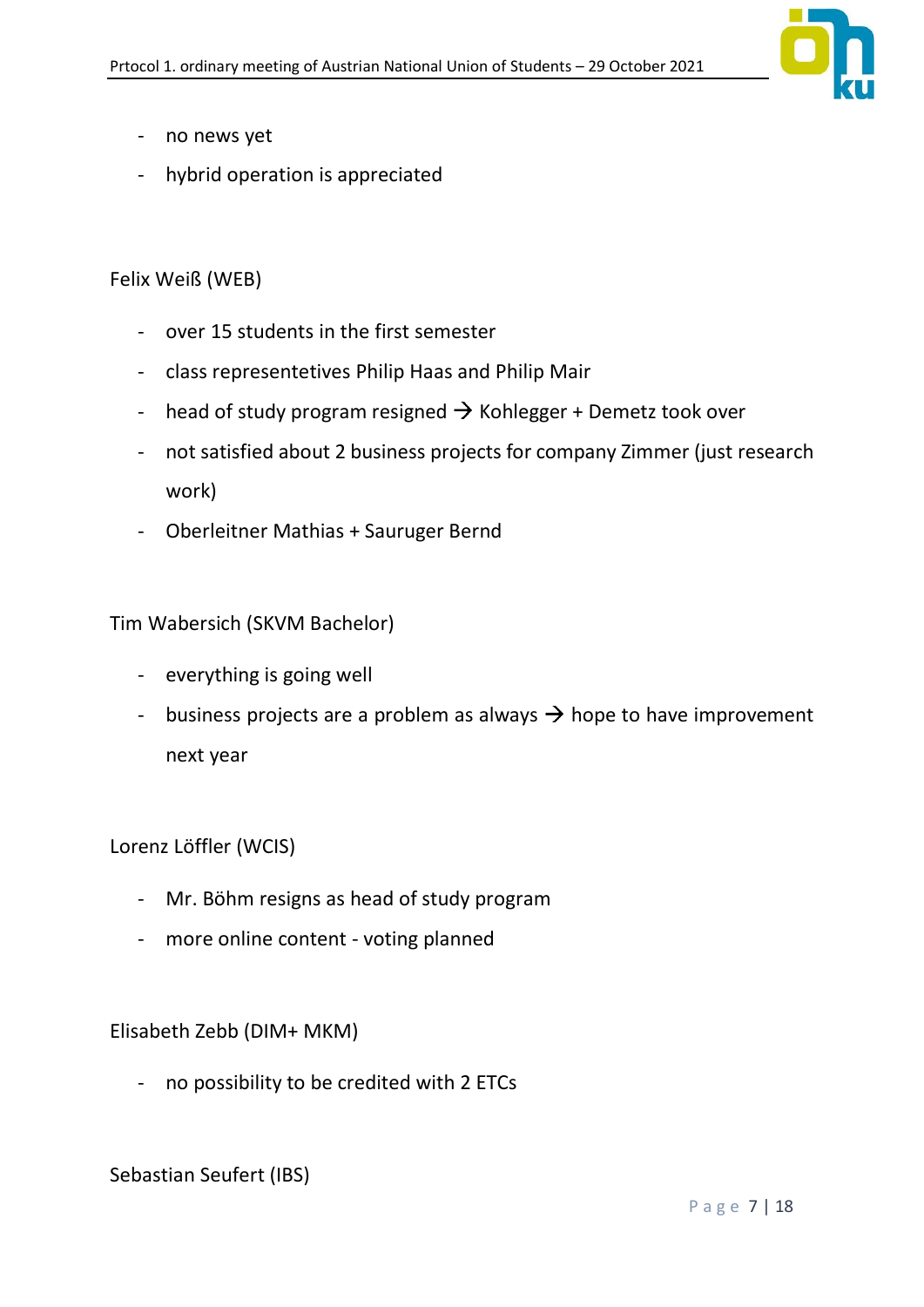- no news yet
- hybrid operation is appreciated

Felix Weiß (WEB)

- over 15 students in the first semester
- class representetives Philip Haas and Philip Mair
- head of study program resigned → Kohlegger + Demetz took over
- not satisfied about 2 business projects for company Zimmer (just research work)
- Oberleitner Mathias + Sauruger Bernd

Tim Wabersich (SKVM Bachelor)

- everything is going well
- business projects are a problem as always → hope to have improvement next year

Lorenz Löffler (WCIS)

- Mr. Böhm resigns as head of study program
- more online content - voting planned

Elisabeth Zebb (DIM+ MKM)

- no possibility to be credited with 2 ETCs

Sebastian Seufert (IBS)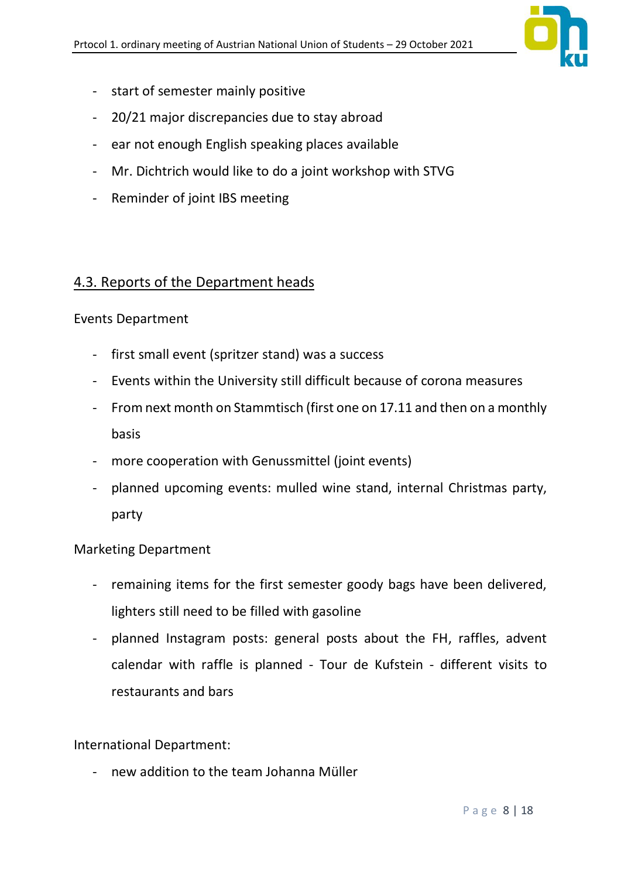- start of semester mainly positive
- 20/21 major discrepancies due to stay abroad
- ear not enough English speaking places available
- Mr. Dichtrich would like to do a joint workshop with STVG
- Reminder of joint IBS meeting

## 4.3. Reports of the Department heads

Events Department

- first small event (spritzer stand) was a success
- Events within the University still difficult because of corona measures
- From next month on Stammtisch (first one on 17.11 and then on a monthly basis
- more cooperation with Genussmittel (joint events)
- planned upcoming events: mulled wine stand, internal Christmas party, party

Marketing Department

- remaining items for the first semester goody bags have been delivered, lighters still need to be filled with gasoline
- planned Instagram posts: general posts about the FH, raffles, advent calendar with raffle is planned - Tour de Kufstein - different visits to restaurants and bars

International Department:

- new addition to the team Johanna Müller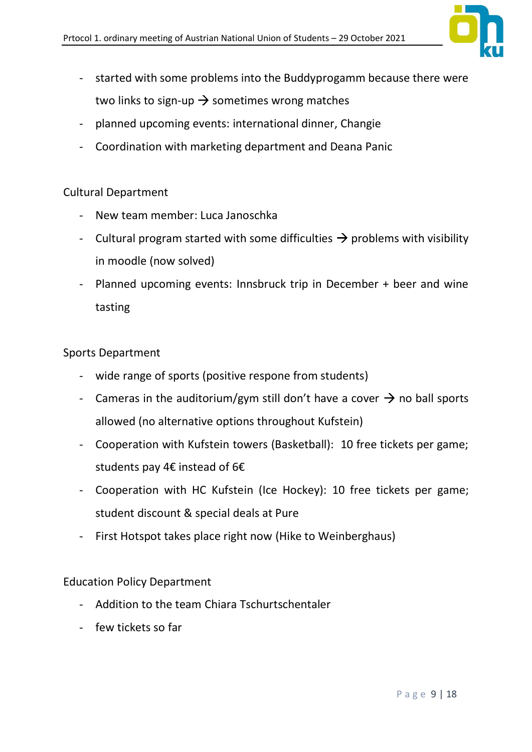- started with some problems into the Buddyprogamm because there were two links to sign-up → sometimes wrong matches
- planned upcoming events: international dinner, Changie
- Coordination with marketing department and Deana Panic

Cultural Department

- New team member: Luca Janoschka
- Cultural program started with some difficulties → problems with visibility in moodle (now solved)
- Planned upcoming events: Innsbruck trip in December + beer and wine tasting

Sports Department

- wide range of sports (positive respone from students)
- Cameras in the auditorium/gym still don't have a cover → no ball sports allowed (no alternative options throughout Kufstein)
- Cooperation with Kufstein towers (Basketball): 10 free tickets per game; students pay 4€ instead of 6€
- Cooperation with HC Kufstein (Ice Hockey): 10 free tickets per game; student discount & special deals at Pure
- First Hotspot takes place right now (Hike to Weinberghaus)

Education Policy Department

- Addition to the team Chiara Tschurtschentaler
- few tickets so far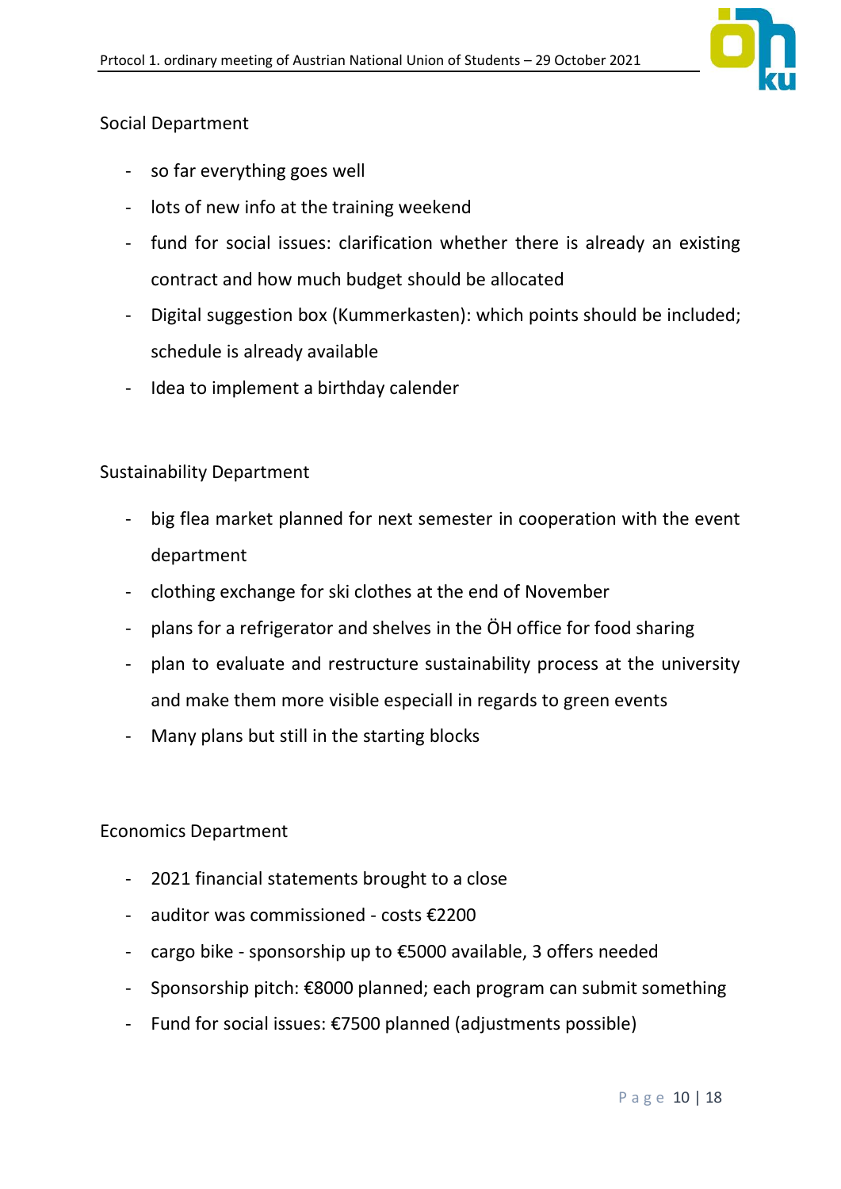Social Department

- so far everything goes well
- lots of new info at the training weekend
- fund for social issues: clarification whether there is already an existing contract and how much budget should be allocated
- Digital suggestion box (Kummerkasten): which points should be included; schedule is already available
- Idea to implement a birthday calender

Sustainability Department

- big flea market planned for next semester in cooperation with the event department
- clothing exchange for ski clothes at the end of November
- plans for a refrigerator and shelves in the ÖH office for food sharing
- plan to evaluate and restructure sustainability process at the university and make them more visible especiall in regards to green events
- Many plans but still in the starting blocks

Economics Department

- 2021 financial statements brought to a close
- auditor was commissioned - costs €2200
- cargo bike - sponsorship up to €5000 available, 3 offers needed
- Sponsorship pitch: €8000 planned; each program can submit something
- Fund for social issues: €7500 planned (adjustments possible)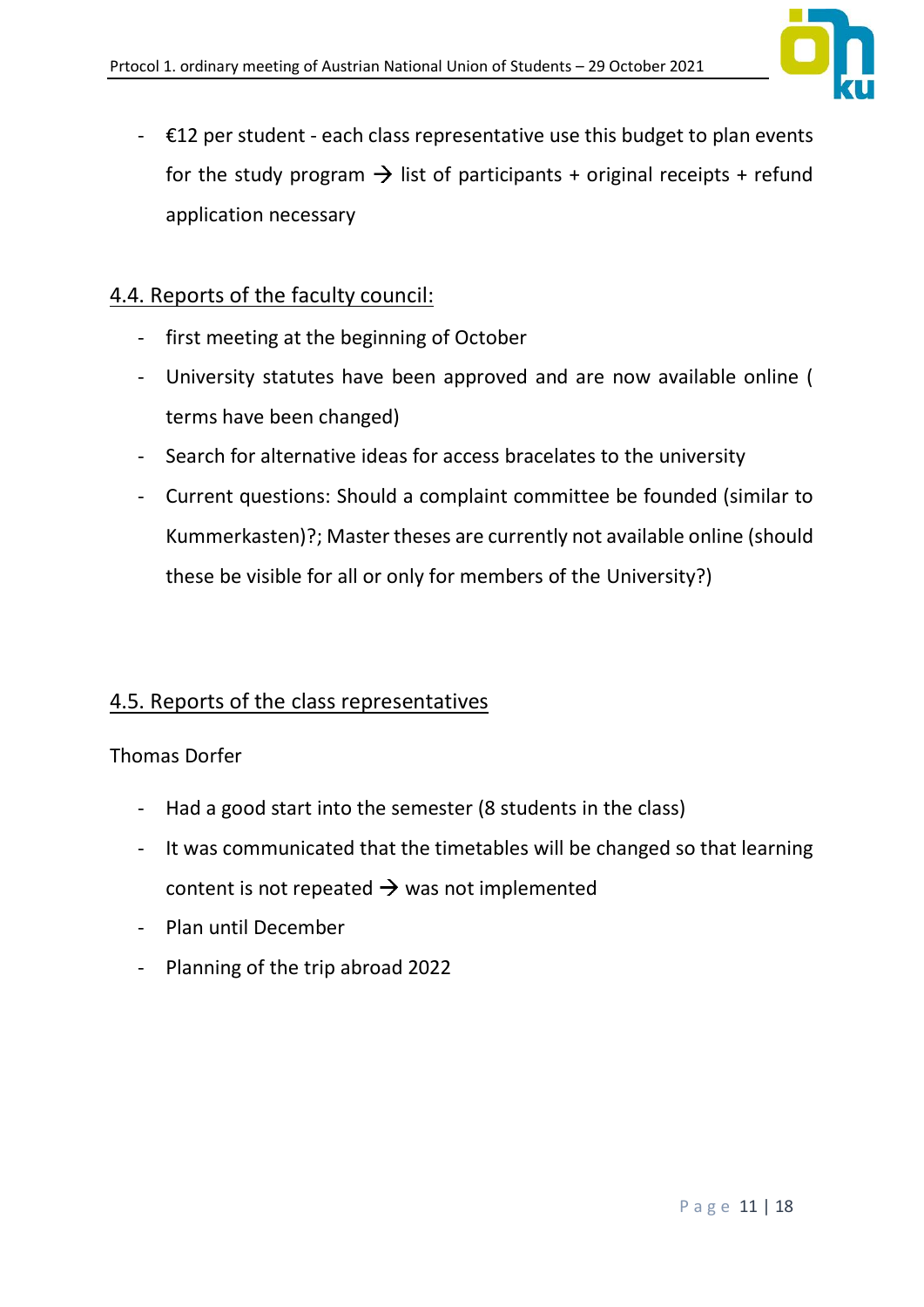- €12 per student - each class representative use this budget to plan events for the study program → list of participants + original receipts + refund application necessary

## 4.4. Reports of the faculty council:

- first meeting at the beginning of October
- University statutes have been approved and are now available online ( terms have been changed)
- Search for alternative ideas for access bracelates to the university
- Current questions: Should a complaint committee be founded (similar to Kummerkasten)?; Master theses are currently not available online (should these be visible for all or only for members of the University?)

## 4.5. Reports of the class representatives

Thomas Dorfer

- Had a good start into the semester (8 students in the class)
- It was communicated that the timetables will be changed so that learning content is not repeated → was not implemented
- Plan until December
- Planning of the trip abroad 2022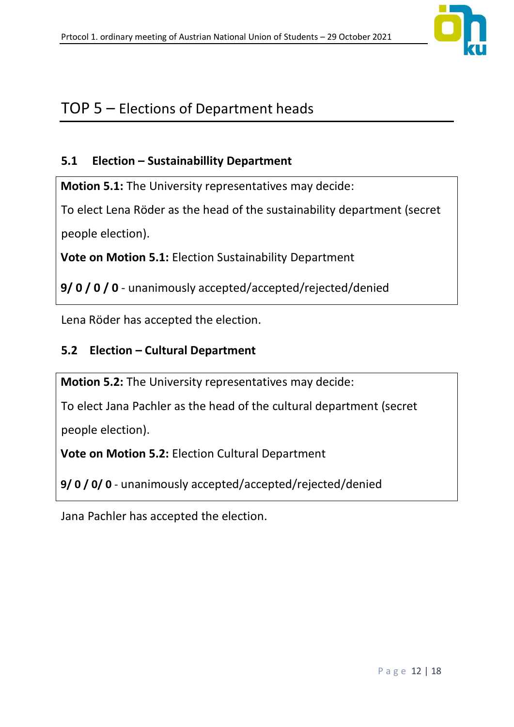# TOP 5 – Elections of Department heads

## 5.1 Election – Sustainabillity Department

**Motion 5.1:** The University representatives may decide:

To elect Lena Röder as the head of the sustainability department (secret people election).

**Vote on Motion 5.1:** Election Sustainability Department

**9/ 0 / 0 / 0** - unanimously accepted/accepted/rejected/denied

Lena Röder has accepted the election.

## 5.2 Election – Cultural Department

**Motion 5.2:** The University representatives may decide:

To elect Jana Pachler as the head of the cultural department (secret people election).

**Vote on Motion 5.2:** Election Cultural Department

**9/ 0 / 0/ 0** - unanimously accepted/accepted/rejected/denied

Jana Pachler has accepted the election.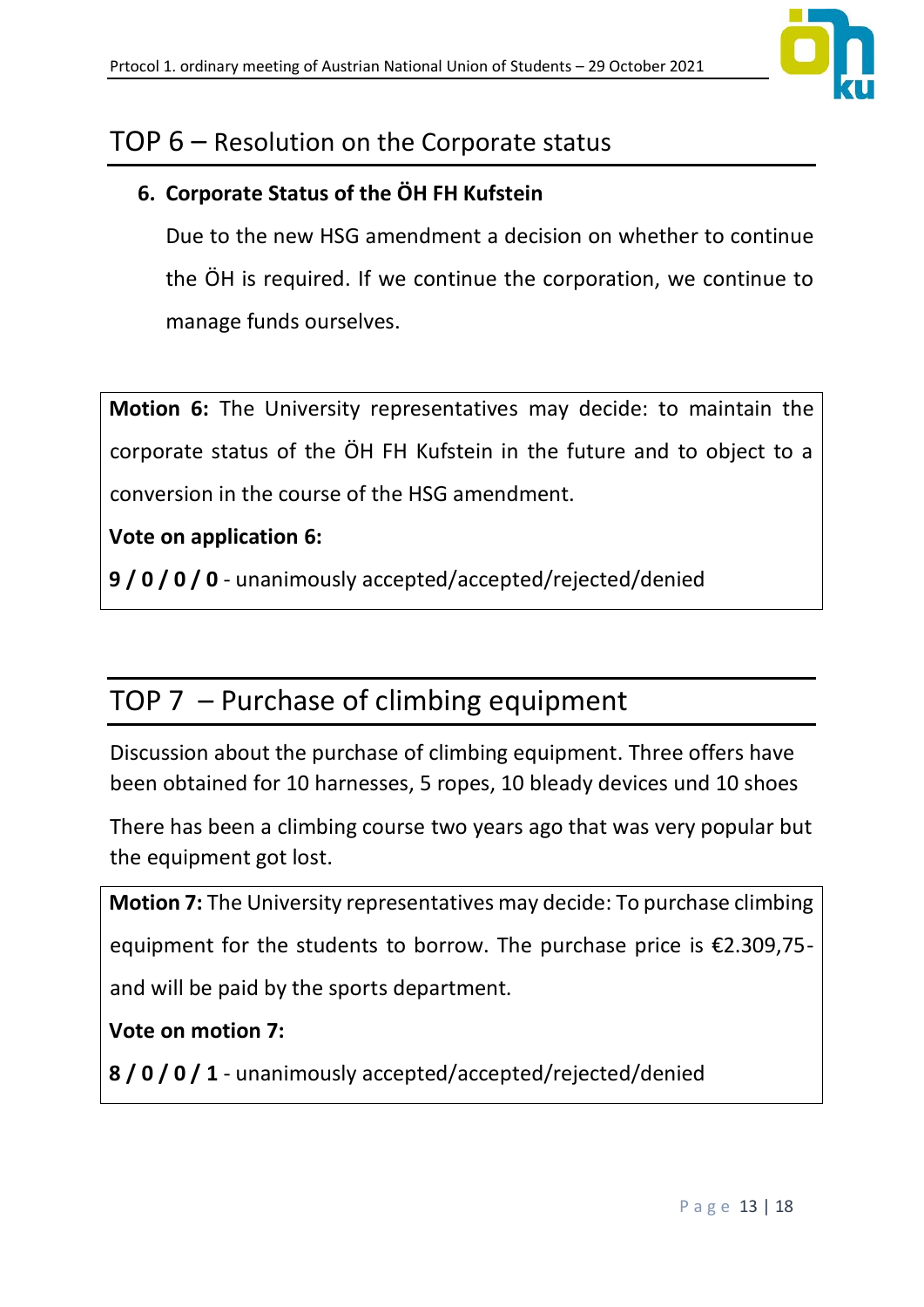# TOP 6 – Resolution on the Corporate status

### 6. Corporate Status of the ÖH FH Kufstein

Due to the new HSG amendment a decision on whether to continue the ÖH is required. If we continue the corporation, we continue to manage funds ourselves.

**Motion 6:** The University representatives may decide: to maintain the corporate status of the ÖH FH Kufstein in the future and to object to a conversion in the course of the HSG amendment.

**Vote on application 6:**

**9 / 0 / 0 / 0** - unanimously accepted/accepted/rejected/denied

# TOP 7 – Purchase of climbing equipment

Discussion about the purchase of climbing equipment. Three offers have been obtained for 10 harnesses, 5 ropes, 10 bleady devices und 10 shoes

There has been a climbing course two years ago that was very popular but the equipment got lost.

**Motion 7:** The University representatives may decide: To purchase climbing equipment for the students to borrow. The purchase price is €2.309,75- and will be paid by the sports department.

**Vote on motion 7:**

**8 / 0 / 0 / 1** - unanimously accepted/accepted/rejected/denied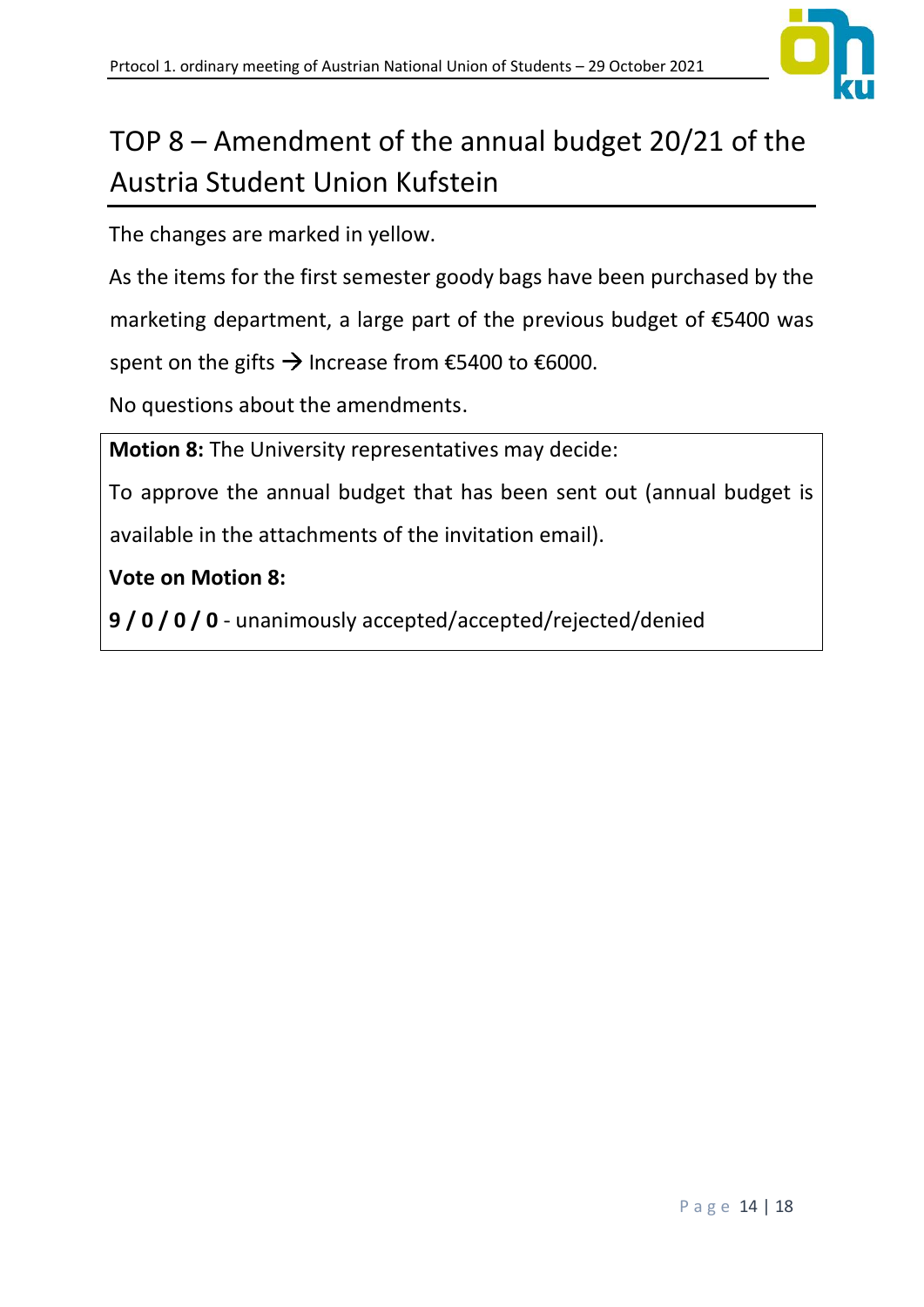# TOP 8 – Amendment of the annual budget 20/21 of the Austria Student Union Kufstein

The changes are marked in yellow.

As the items for the first semester goody bags have been purchased by the marketing department, a large part of the previous budget of €5400 was spent on the gifts → Increase from €5400 to €6000.

No questions about the amendments.

**Motion 8:** The University representatives may decide:

To approve the annual budget that has been sent out (annual budget is available in the attachments of the invitation email).

**Vote on Motion 8:**

**9 / 0 / 0 / 0** - unanimously accepted/accepted/rejected/denied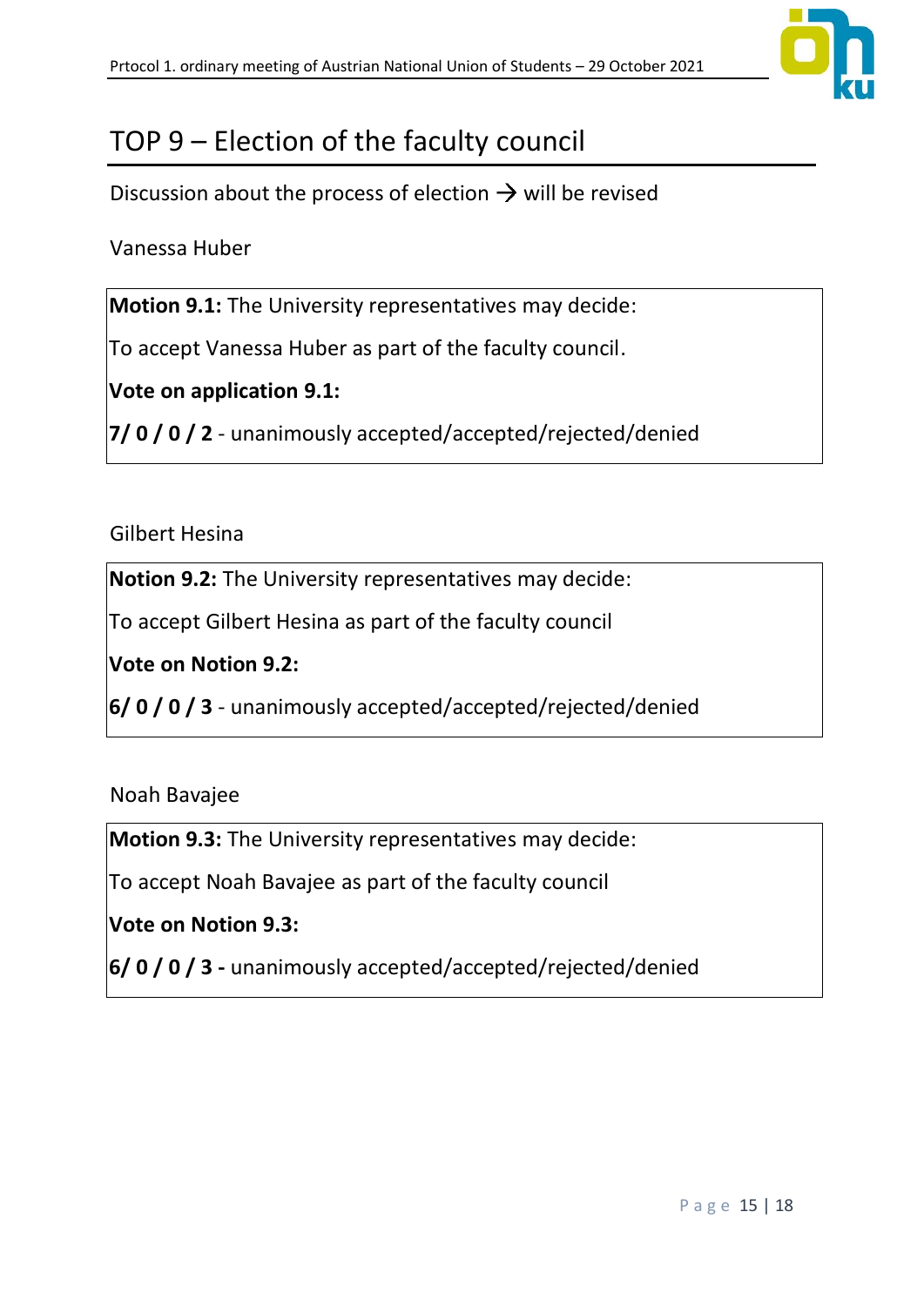# TOP 9 – Election of the faculty council

Discussion about the process of election → will be revised

Vanessa Huber

**Motion 9.1:** The University representatives may decide:

To accept Vanessa Huber as part of the faculty council.

**Vote on application 9.1:**

**7/ 0 / 0 / 2** - unanimously accepted/accepted/rejected/denied

Gilbert Hesina

**Notion 9.2:** The University representatives may decide:

To accept Gilbert Hesina as part of the faculty council

**Vote on Notion 9.2:**

**6/ 0 / 0 / 3** - unanimously accepted/accepted/rejected/denied

Noah Bavajee

**Motion 9.3:** The University representatives may decide:

To accept Noah Bavajee as part of the faculty council

**Vote on Notion 9.3:**

**6/ 0 / 0 / 3 -** unanimously accepted/accepted/rejected/denied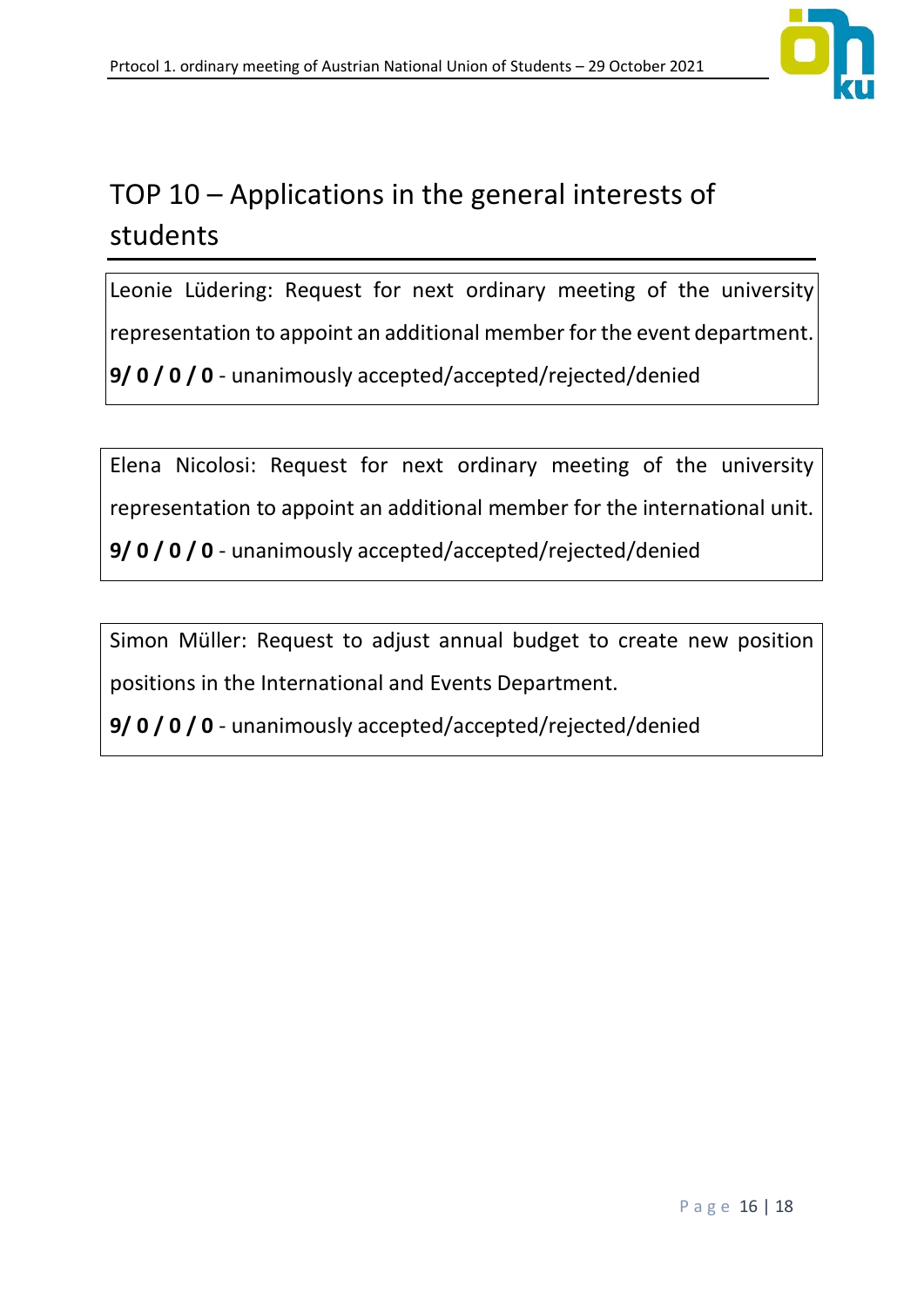## TOP 10 – Applications in the general interests of students

Leonie Lüdering: Request for next ordinary meeting of the university representation to appoint an additional member for the event department.

**9/ 0 / 0 / 0** - unanimously accepted/accepted/rejected/denied

Elena Nicolosi: Request for next ordinary meeting of the university representation to appoint an additional member for the international unit.

**9/ 0 / 0 / 0** - unanimously accepted/accepted/rejected/denied

Simon Müller: Request to adjust annual budget to create new position positions in the International and Events Department.

**9/ 0 / 0 / 0** - unanimously accepted/accepted/rejected/denied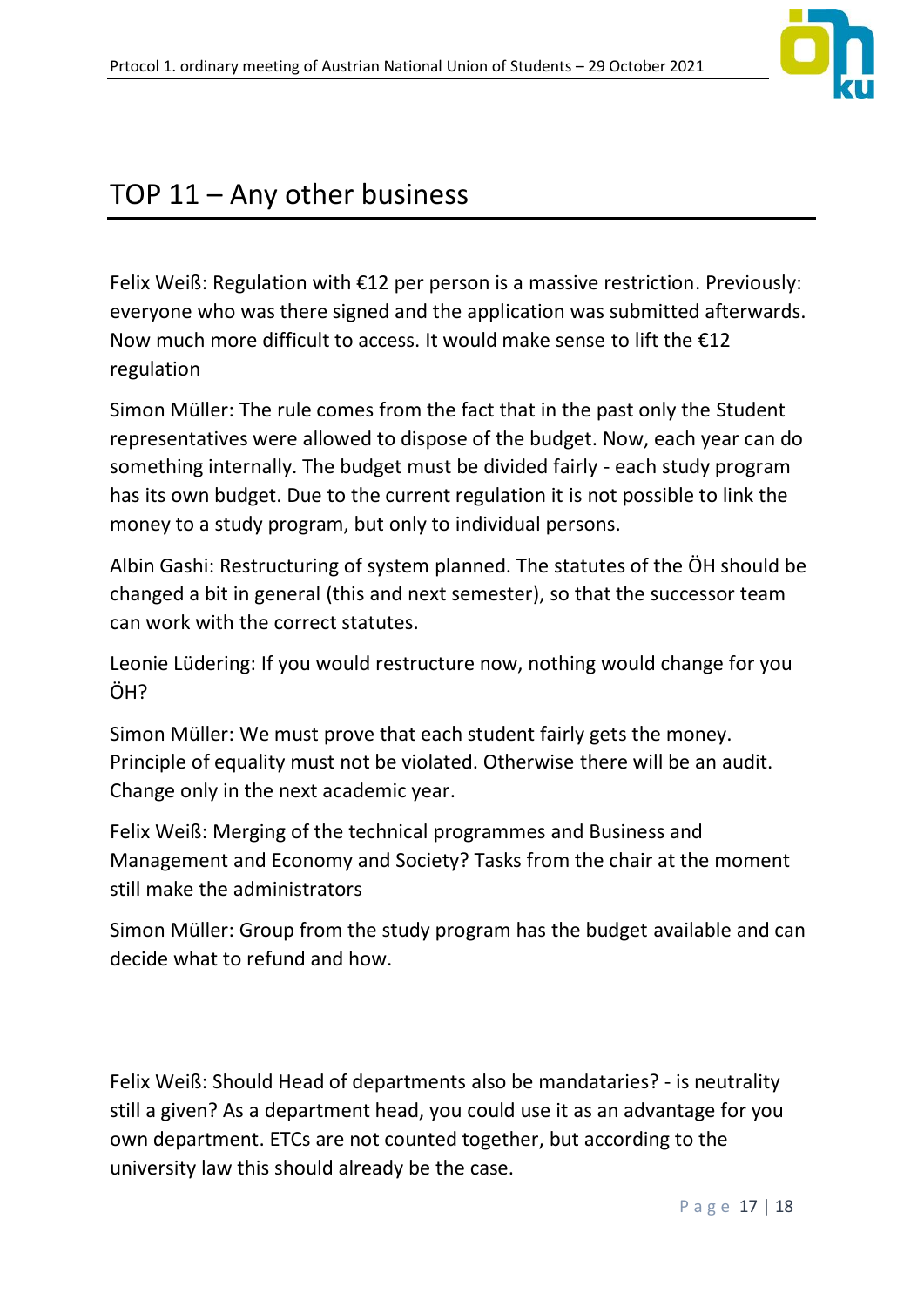# TOP 11 – Any other business

Felix Weiß: Regulation with €12 per person is a massive restriction. Previously: everyone who was there signed and the application was submitted afterwards. Now much more difficult to access. It would make sense to lift the €12 regulation

Simon Müller: The rule comes from the fact that in the past only the Student representatives were allowed to dispose of the budget. Now, each year can do something internally. The budget must be divided fairly - each study program has its own budget. Due to the current regulation it is not possible to link the money to a study program, but only to individual persons.

Albin Gashi: Restructuring of system planned. The statutes of the ÖH should be changed a bit in general (this and next semester), so that the successor team can work with the correct statutes.

Leonie Lüdering: If you would restructure now, nothing would change for you ÖH?

Simon Müller: We must prove that each student fairly gets the money. Principle of equality must not be violated. Otherwise there will be an audit. Change only in the next academic year.

Felix Weiß: Merging of the technical programmes and Business and Management and Economy and Society? Tasks from the chair at the moment still make the administrators

Simon Müller: Group from the study program has the budget available and can decide what to refund and how.

Felix Weiß: Should Head of departments also be mandataries? - is neutrality still a given? As a department head, you could use it as an advantage for you own department. ETCs are not counted together, but according to the university law this should already be the case.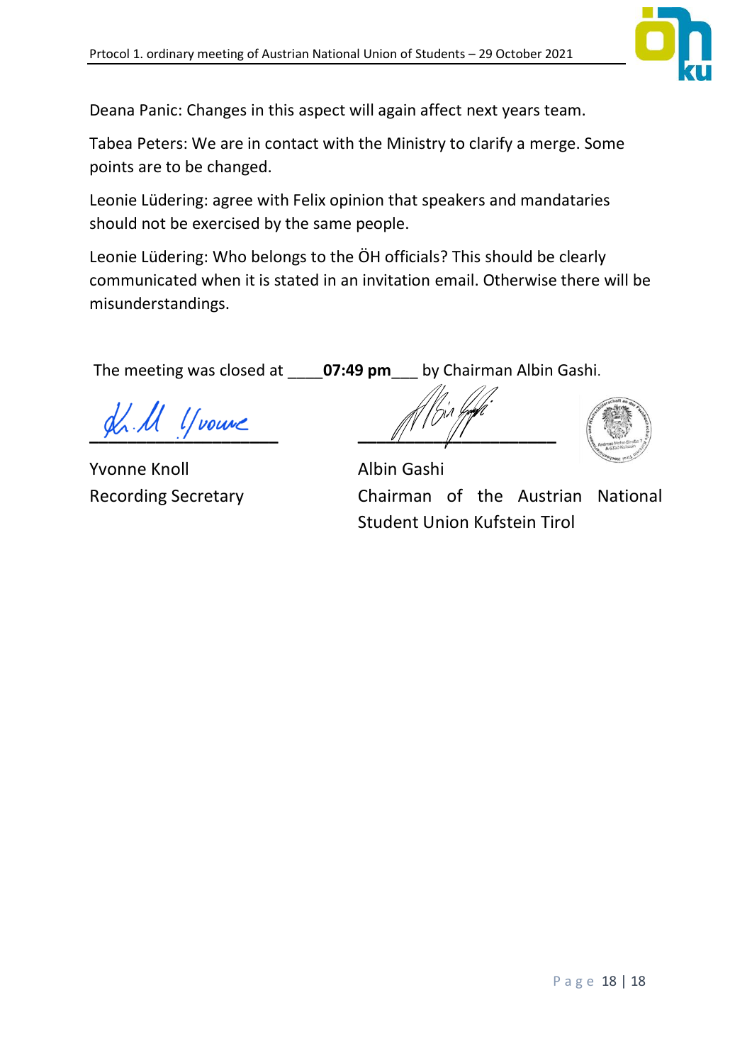Deana Panic: Changes in this aspect will again affect next years team.

Tabea Peters: We are in contact with the Ministry to clarify a merge. Some points are to be changed.

Leonie Lüdering: agree with Felix opinion that speakers and mandataries should not be exercised by the same people.

Leonie Lüdering: Who belongs to the ÖH officials? This should be clearly communicated when it is stated in an invitation email. Otherwise there will be misunderstandings.

The meeting was closed at ____**07:49 pm**___ by Chairman Albin Gashi.

| | |
|---|---|
| ___________________ | ___________________ |
| Yvonne Knoll | Albin Gashi |
| Recording Secretary | Chairman of the Austrian National Student Union Kufstein Tirol |